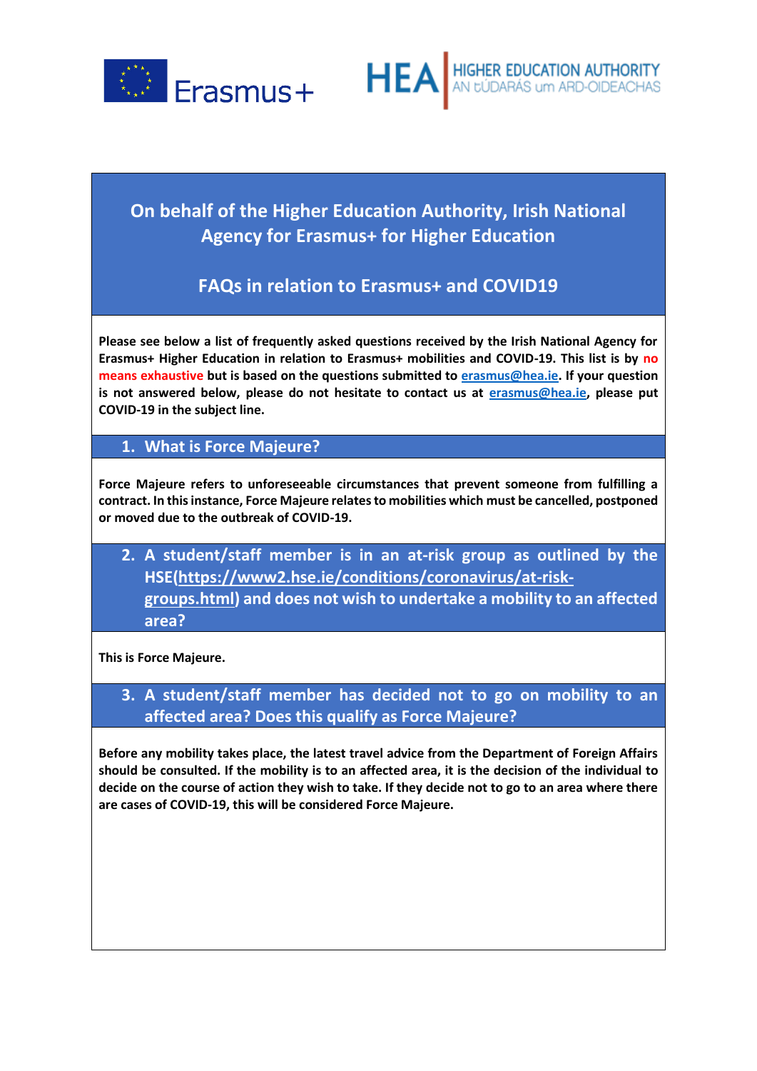Erasmus+

HEA | HIGHER EDUCATION AUTHORITY
AN tÚDARÁS um ARD-OIDEACHAS

# On behalf of the Higher Education Authority, Irish National Agency for Erasmus+ for Higher Education

# FAQs in relation to Erasmus+ and COVID19

**Please see below a list of frequently asked questions received by the Irish National Agency for Erasmus+ Higher Education in relation to Erasmus+ mobilities and COVID-19. This list is by no means exhaustive but is based on the questions submitted to [erasmus@hea.ie](mailto:erasmus@hea.ie). If your question is not answered below, please do not hesitate to contact us at [erasmus@hea.ie](mailto:erasmus@hea.ie), please put COVID-19 in the subject line.**

## 1. What is Force Majeure?

**Force Majeure refers to unforeseeable circumstances that prevent someone from fulfilling a contract. In this instance, Force Majeure relates to mobilities which must be cancelled, postponed or moved due to the outbreak of COVID-19.**

## 2. A student/staff member is in an at-risk group as outlined by the HSE([https://www2.hse.ie/conditions/coronavirus/at-risk-groups.html](https://www2.hse.ie/conditions/coronavirus/at-risk-groups.html)) and does not wish to undertake a mobility to an affected area?

**This is Force Majeure.**

## 3. A student/staff member has decided not to go on mobility to an affected area? Does this qualify as Force Majeure?

**Before any mobility takes place, the latest travel advice from the Department of Foreign Affairs should be consulted. If the mobility is to an affected area, it is the decision of the individual to decide on the course of action they wish to take. If they decide not to go to an area where there are cases of COVID-19, this will be considered Force Majeure.**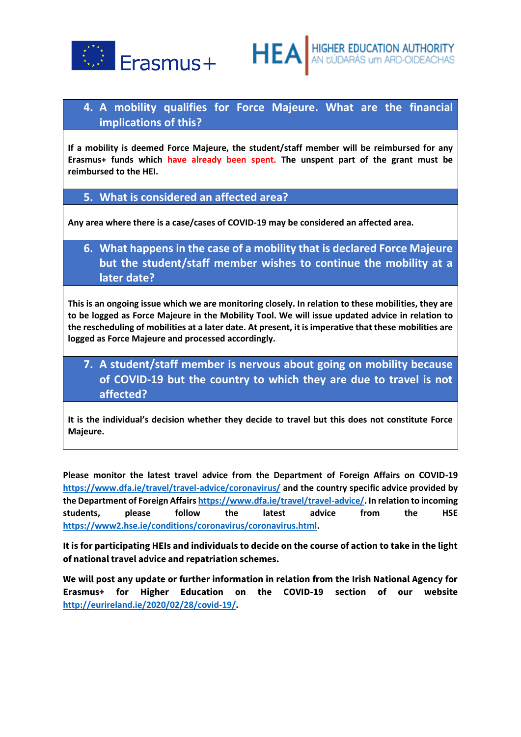## 4. A mobility qualifies for Force Majeure. What are the financial implications of this?

**If a mobility is deemed Force Majeure, the student/staff member will be reimbursed for any Erasmus+ funds which have already been spent. The unspent part of the grant must be reimbursed to the HEI.**

## 5. What is considered an affected area?

**Any area where there is a case/cases of COVID-19 may be considered an affected area.**

## 6. What happens in the case of a mobility that is declared Force Majeure but the student/staff member wishes to continue the mobility at a later date?

**This is an ongoing issue which we are monitoring closely. In relation to these mobilities, they are to be logged as Force Majeure in the Mobility Tool. We will issue updated advice in relation to the rescheduling of mobilities at a later date. At present, it is imperative that these mobilities are logged as Force Majeure and processed accordingly.**

## 7. A student/staff member is nervous about going on mobility because of COVID-19 but the country to which they are due to travel is not affected?

**It is the individual's decision whether they decide to travel but this does not constitute Force Majeure.**

**Please monitor the latest travel advice from the Department of Foreign Affairs on COVID-19 https://www.dfa.ie/travel/travel-advice/coronavirus/ and the country specific advice provided by the Department of Foreign Affairs https://www.dfa.ie/travel/travel-advice/. In relation to incoming students, please follow the latest advice from the HSE https://www2.hse.ie/conditions/coronavirus/coronavirus.html.**

**It is for participating HEIs and individuals to decide on the course of action to take in the light of national travel advice and repatriation schemes.**

**We will post any update or further information in relation from the Irish National Agency for Erasmus+ for Higher Education on the COVID-19 section of our website http://eurireland.ie/2020/02/28/covid-19/.**